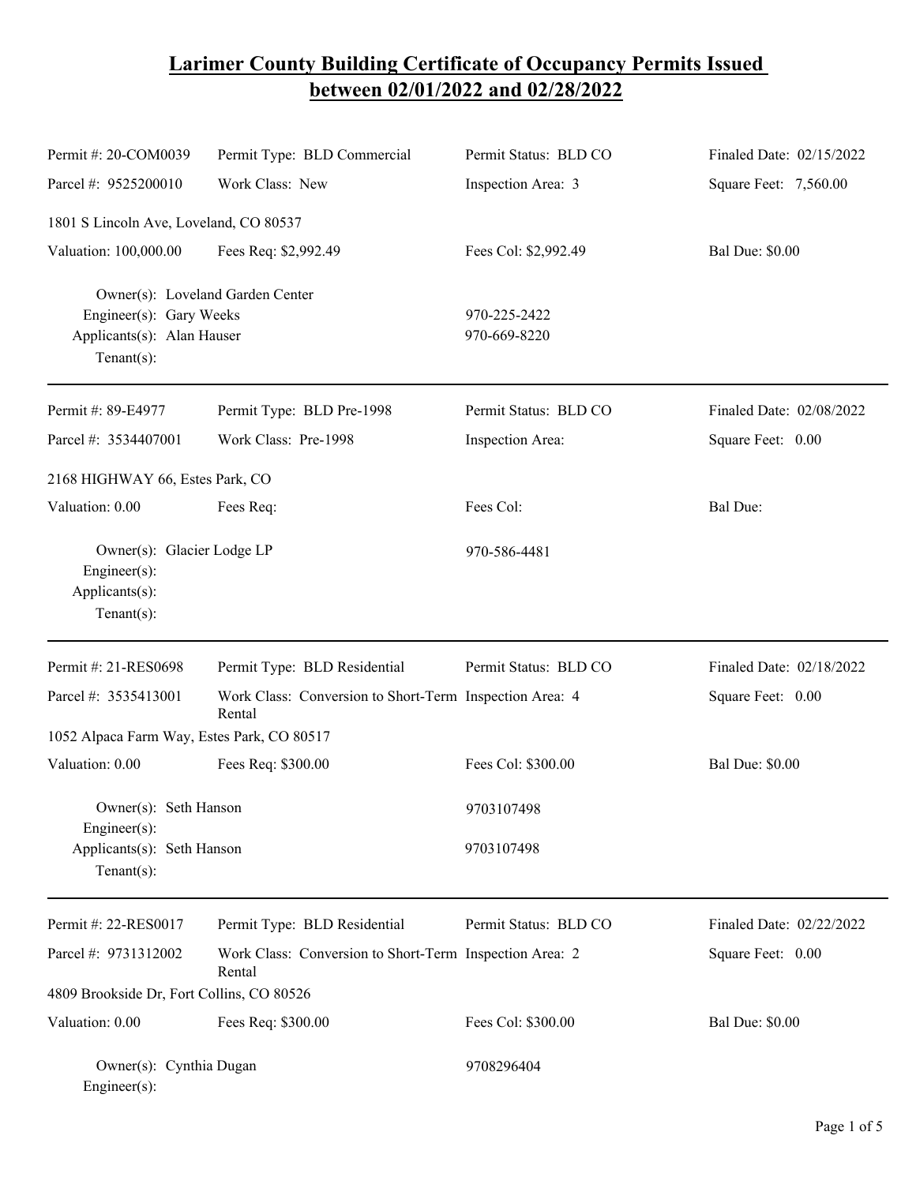# Larimer County Building Certificate of Occupancy Permits Issued between 02/01/2022 and 02/28/2022

| | | | |
|---|---|---|---|
| Permit #: 20-COM0039 | Permit Type: BLD Commercial | Permit Status: BLD CO | Finaled Date: 02/15/2022 |
| Parcel #: 9525200010 | Work Class: New | Inspection Area: 3 | Square Feet: 7,560.00 |

1801 S Lincoln Ave, Loveland, CO 80537

| | | | |
|---|---|---|---|
| Valuation: 100,000.00 | Fees Req: $2,992.49 | Fees Col: $2,992.49 | Bal Due: $0.00 |

Owner(s): Loveland Garden Center
Engineer(s): Gary Weeks 970-225-2422
Applicants(s): Alan Hauser 970-669-8220
Tenant(s):

---

| | | | |
|---|---|---|---|
| Permit #: 89-E4977 | Permit Type: BLD Pre-1998 | Permit Status: BLD CO | Finaled Date: 02/08/2022 |
| Parcel #: 3534407001 | Work Class: Pre-1998 | Inspection Area: | Square Feet: 0.00 |

2168 HIGHWAY 66, Estes Park, CO

| | | | |
|---|---|---|---|
| Valuation: 0.00 | Fees Req: | Fees Col: | Bal Due: |

Owner(s): Glacier Lodge LP 970-586-4481
Engineer(s):
Applicants(s):
Tenant(s):

---

| | | | |
|---|---|---|---|
| Permit #: 21-RES0698 | Permit Type: BLD Residential | Permit Status: BLD CO | Finaled Date: 02/18/2022 |
| Parcel #: 3535413001 | Work Class: Conversion to Short-Term Rental | Inspection Area: 4 | Square Feet: 0.00 |

1052 Alpaca Farm Way, Estes Park, CO 80517

| | | | |
|---|---|---|---|
| Valuation: 0.00 | Fees Req: $300.00 | Fees Col: $300.00 | Bal Due: $0.00 |

Owner(s): Seth Hanson 9703107498
Engineer(s):
Applicants(s): Seth Hanson 9703107498
Tenant(s):

---

| | | | |
|---|---|---|---|
| Permit #: 22-RES0017 | Permit Type: BLD Residential | Permit Status: BLD CO | Finaled Date: 02/22/2022 |
| Parcel #: 9731312002 | Work Class: Conversion to Short-Term Rental | Inspection Area: 2 | Square Feet: 0.00 |

4809 Brookside Dr, Fort Collins, CO 80526

| | | | |
|---|---|---|---|
| Valuation: 0.00 | Fees Req: $300.00 | Fees Col: $300.00 | Bal Due: $0.00 |

Owner(s): Cynthia Dugan 9708296404
Engineer(s):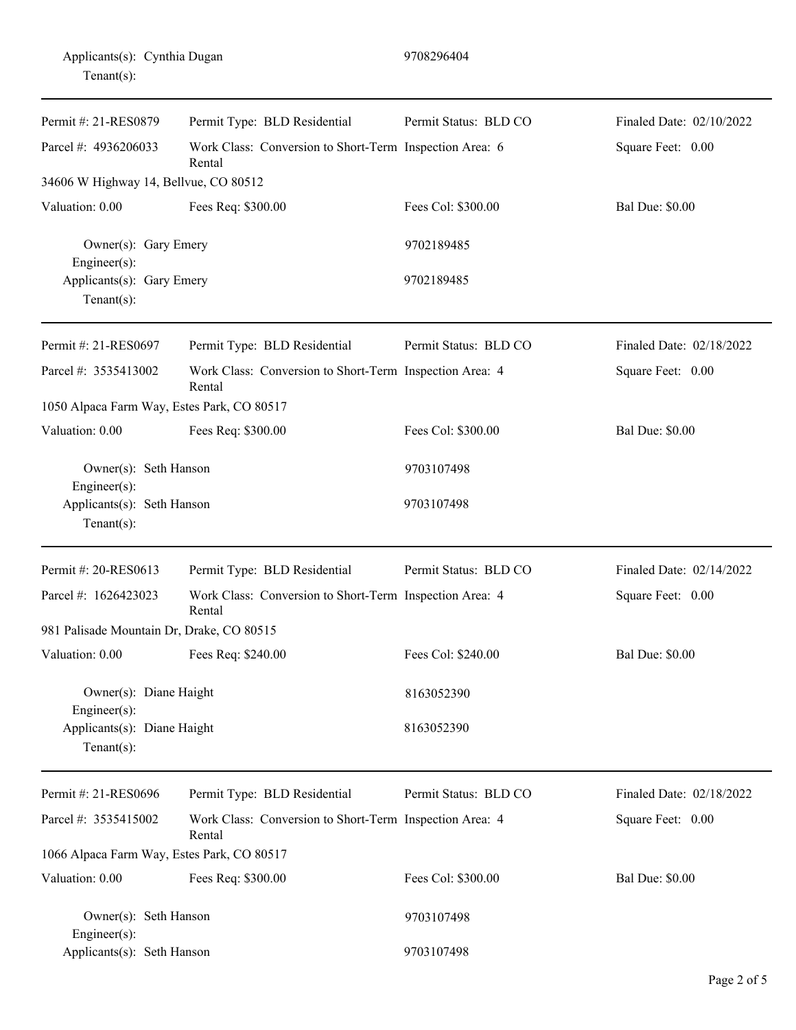Applicants(s): Cynthia Dugan 9708296404
Tenant(s):

---

| Permit #: 21-RES0879 | Permit Type: BLD Residential | Permit Status: BLD CO | Finaled Date: 02/10/2022 |
|---|---|---|---|
| Parcel #: 4936206033 | Work Class: Conversion to Short-Term Rental | Inspection Area: 6 | Square Feet: 0.00 |
| 34606 W Highway 14, Bellvue, CO 80512 | | | |
| Valuation: 0.00 | Fees Req: $300.00 | Fees Col: $300.00 | Bal Due: $0.00 |

Owner(s): Gary Emery 9702189485
Engineer(s):
Applicants(s): Gary Emery 9702189485
Tenant(s):

---

| Permit #: 21-RES0697 | Permit Type: BLD Residential | Permit Status: BLD CO | Finaled Date: 02/18/2022 |
|---|---|---|---|
| Parcel #: 3535413002 | Work Class: Conversion to Short-Term Rental | Inspection Area: 4 | Square Feet: 0.00 |
| 1050 Alpaca Farm Way, Estes Park, CO 80517 | | | |
| Valuation: 0.00 | Fees Req: $300.00 | Fees Col: $300.00 | Bal Due: $0.00 |

Owner(s): Seth Hanson 9703107498
Engineer(s):
Applicants(s): Seth Hanson 9703107498
Tenant(s):

---

| Permit #: 20-RES0613 | Permit Type: BLD Residential | Permit Status: BLD CO | Finaled Date: 02/14/2022 |
|---|---|---|---|
| Parcel #: 1626423023 | Work Class: Conversion to Short-Term Rental | Inspection Area: 4 | Square Feet: 0.00 |
| 981 Palisade Mountain Dr, Drake, CO 80515 | | | |
| Valuation: 0.00 | Fees Req: $240.00 | Fees Col: $240.00 | Bal Due: $0.00 |

Owner(s): Diane Haight 8163052390
Engineer(s):
Applicants(s): Diane Haight 8163052390
Tenant(s):

---

| Permit #: 21-RES0696 | Permit Type: BLD Residential | Permit Status: BLD CO | Finaled Date: 02/18/2022 |
|---|---|---|---|
| Parcel #: 3535415002 | Work Class: Conversion to Short-Term Rental | Inspection Area: 4 | Square Feet: 0.00 |
| 1066 Alpaca Farm Way, Estes Park, CO 80517 | | | |
| Valuation: 0.00 | Fees Req: $300.00 | Fees Col: $300.00 | Bal Due: $0.00 |

Owner(s): Seth Hanson 9703107498
Engineer(s):
Applicants(s): Seth Hanson 9703107498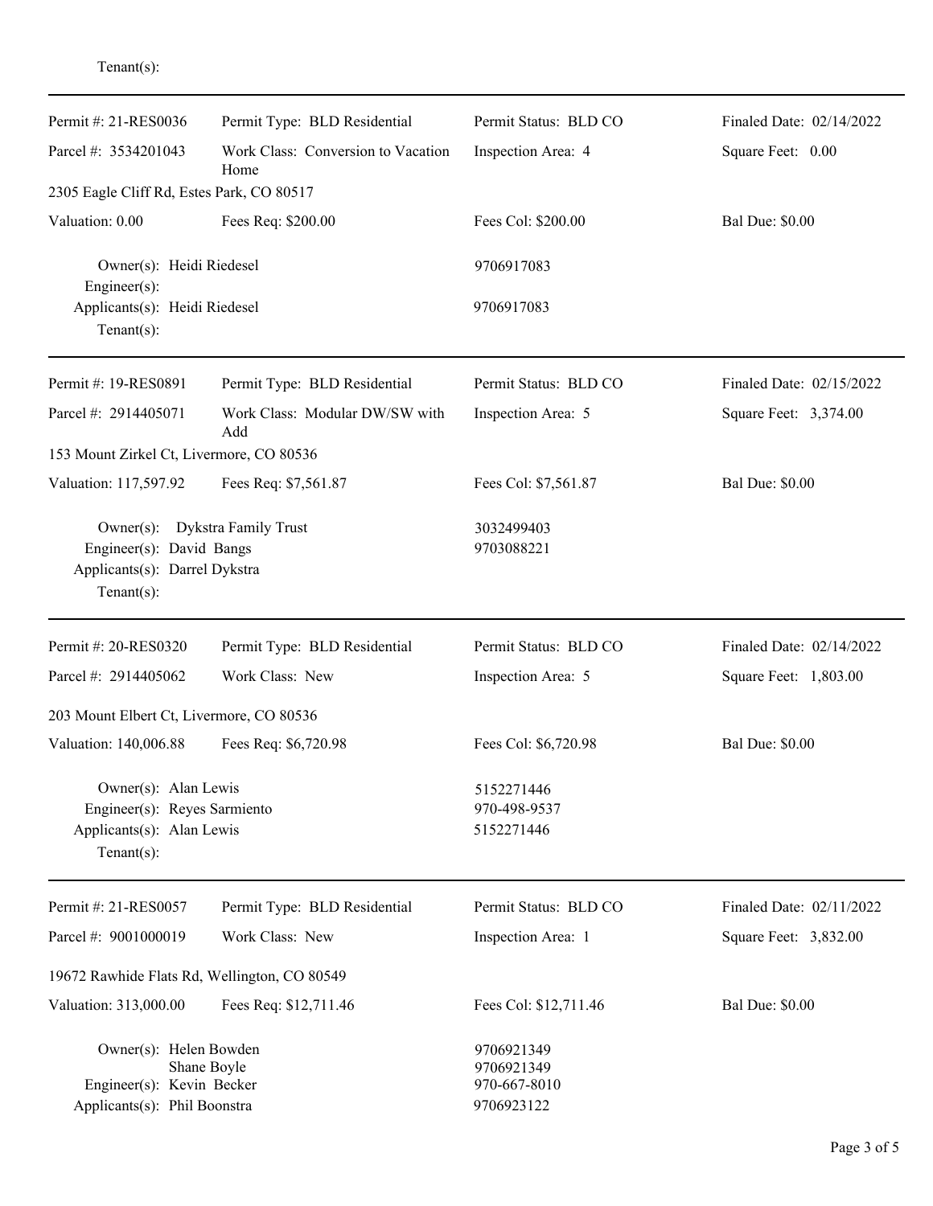Tenant(s):

---

| | | | |
|---|---|---|---|
| Permit #: 21-RES0036 | Permit Type: BLD Residential | Permit Status: BLD CO | Finaled Date: 02/14/2022 |
| Parcel #: 3534201043 | Work Class: Conversion to Vacation Home | Inspection Area: 4 | Square Feet: 0.00 |
| 2305 Eagle Cliff Rd, Estes Park, CO 80517 | | | |
| Valuation: 0.00 | Fees Req: $200.00 | Fees Col: $200.00 | Bal Due: $0.00 |

Owner(s): Heidi Riedesel — 9706917083
Engineer(s):
Applicants(s): Heidi Riedesel — 9706917083
Tenant(s):

---

| | | | |
|---|---|---|---|
| Permit #: 19-RES0891 | Permit Type: BLD Residential | Permit Status: BLD CO | Finaled Date: 02/15/2022 |
| Parcel #: 2914405071 | Work Class: Modular DW/SW with Add | Inspection Area: 5 | Square Feet: 3,374.00 |
| 153 Mount Zirkel Ct, Livermore, CO 80536 | | | |
| Valuation: 117,597.92 | Fees Req: $7,561.87 | Fees Col: $7,561.87 | Bal Due: $0.00 |

Owner(s): Dykstra Family Trust — 3032499403
Engineer(s): David Bangs — 9703088221
Applicants(s): Darrel Dykstra
Tenant(s):

---

| | | | |
|---|---|---|---|
| Permit #: 20-RES0320 | Permit Type: BLD Residential | Permit Status: BLD CO | Finaled Date: 02/14/2022 |
| Parcel #: 2914405062 | Work Class: New | Inspection Area: 5 | Square Feet: 1,803.00 |
| 203 Mount Elbert Ct, Livermore, CO 80536 | | | |
| Valuation: 140,006.88 | Fees Req: $6,720.98 | Fees Col: $6,720.98 | Bal Due: $0.00 |

Owner(s): Alan Lewis — 5152271446
Engineer(s): Reyes Sarmiento — 970-498-9537
Applicants(s): Alan Lewis — 5152271446
Tenant(s):

---

| | | | |
|---|---|---|---|
| Permit #: 21-RES0057 | Permit Type: BLD Residential | Permit Status: BLD CO | Finaled Date: 02/11/2022 |
| Parcel #: 9001000019 | Work Class: New | Inspection Area: 1 | Square Feet: 3,832.00 |
| 19672 Rawhide Flats Rd, Wellington, CO 80549 | | | |
| Valuation: 313,000.00 | Fees Req: $12,711.46 | Fees Col: $12,711.46 | Bal Due: $0.00 |

Owner(s): Helen Bowden — 9706921349
Shane Boyle — 9706921349
Engineer(s): Kevin Becker — 970-667-8010
Applicants(s): Phil Boonstra — 9706923122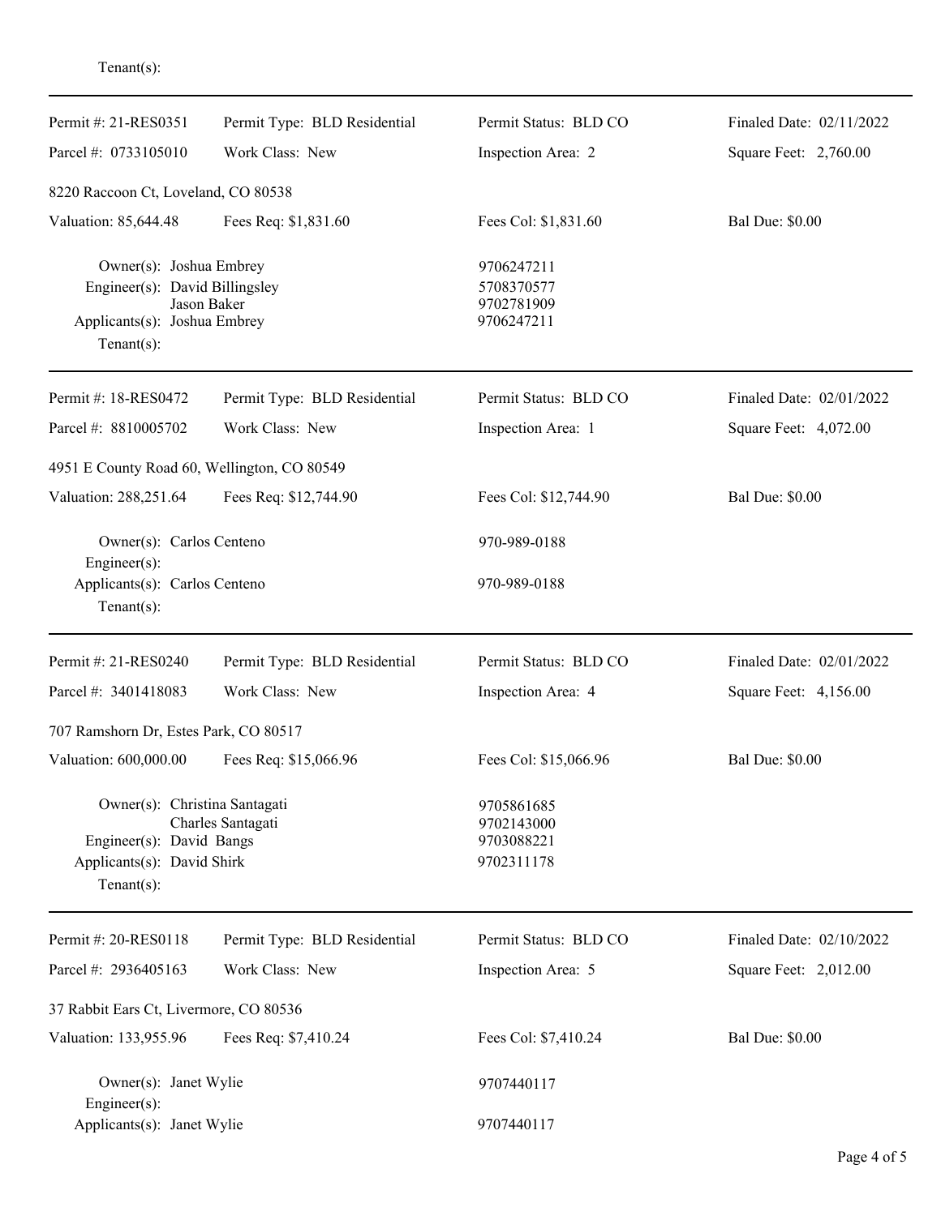Tenant(s):

---

| Permit #: 21-RES0351 | Permit Type: BLD Residential | Permit Status: BLD CO | Finaled Date: 02/11/2022 |
|---|---|---|---|
| Parcel #: 0733105010 | Work Class: New | Inspection Area: 2 | Square Feet: 2,760.00 |

8220 Raccoon Ct, Loveland, CO 80538

| Valuation: 85,644.48 | Fees Req: $1,831.60 | Fees Col: $1,831.60 | Bal Due: $0.00 |
|---|---|---|---|

Owner(s): Joshua Embrey — 9706247211
Engineer(s): David Billingsley — 5708370577
Jason Baker — 9702781909
Applicants(s): Joshua Embrey — 9706247211
Tenant(s):

---

| Permit #: 18-RES0472 | Permit Type: BLD Residential | Permit Status: BLD CO | Finaled Date: 02/01/2022 |
|---|---|---|---|
| Parcel #: 8810005702 | Work Class: New | Inspection Area: 1 | Square Feet: 4,072.00 |

4951 E County Road 60, Wellington, CO 80549

| Valuation: 288,251.64 | Fees Req: $12,744.90 | Fees Col: $12,744.90 | Bal Due: $0.00 |
|---|---|---|---|

Owner(s): Carlos Centeno — 970-989-0188
Engineer(s):
Applicants(s): Carlos Centeno — 970-989-0188
Tenant(s):

---

| Permit #: 21-RES0240 | Permit Type: BLD Residential | Permit Status: BLD CO | Finaled Date: 02/01/2022 |
|---|---|---|---|
| Parcel #: 3401418083 | Work Class: New | Inspection Area: 4 | Square Feet: 4,156.00 |

707 Ramshorn Dr, Estes Park, CO 80517

| Valuation: 600,000.00 | Fees Req: $15,066.96 | Fees Col: $15,066.96 | Bal Due: $0.00 |
|---|---|---|---|

Owner(s): Christina Santagati — 9705861685
Charles Santagati — 9702143000
Engineer(s): David Bangs — 9703088221
Applicants(s): David Shirk — 9702311178
Tenant(s):

---

| Permit #: 20-RES0118 | Permit Type: BLD Residential | Permit Status: BLD CO | Finaled Date: 02/10/2022 |
|---|---|---|---|
| Parcel #: 2936405163 | Work Class: New | Inspection Area: 5 | Square Feet: 2,012.00 |

37 Rabbit Ears Ct, Livermore, CO 80536

| Valuation: 133,955.96 | Fees Req: $7,410.24 | Fees Col: $7,410.24 | Bal Due: $0.00 |
|---|---|---|---|

Owner(s): Janet Wylie — 9707440117
Engineer(s):
Applicants(s): Janet Wylie — 9707440117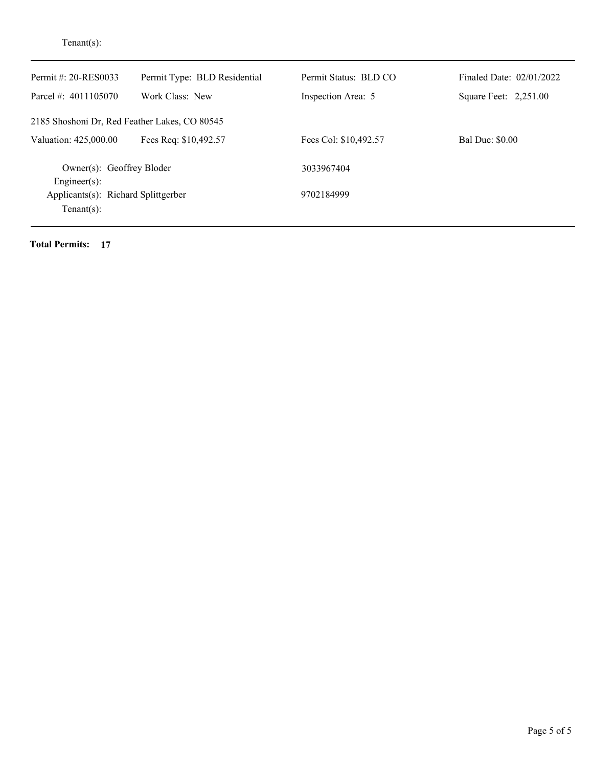Tenant(s):

---

| | | | |
|---|---|---|---|
| Permit #: 20-RES0033 | Permit Type: BLD Residential | Permit Status: BLD CO | Finaled Date: 02/01/2022 |
| Parcel #: 4011105070 | Work Class: New | Inspection Area: 5 | Square Feet: 2,251.00 |

2185 Shoshoni Dr, Red Feather Lakes, CO 80545

| | | | |
|---|---|---|---|
| Valuation: 425,000.00 | Fees Req: $10,492.57 | Fees Col: $10,492.57 | Bal Due: $0.00 |

Owner(s): Geoffrey Bloder 3033967404

Engineer(s):

Applicants(s): Richard Splittgerber 9702184999

Tenant(s):

---

**Total Permits: 17**